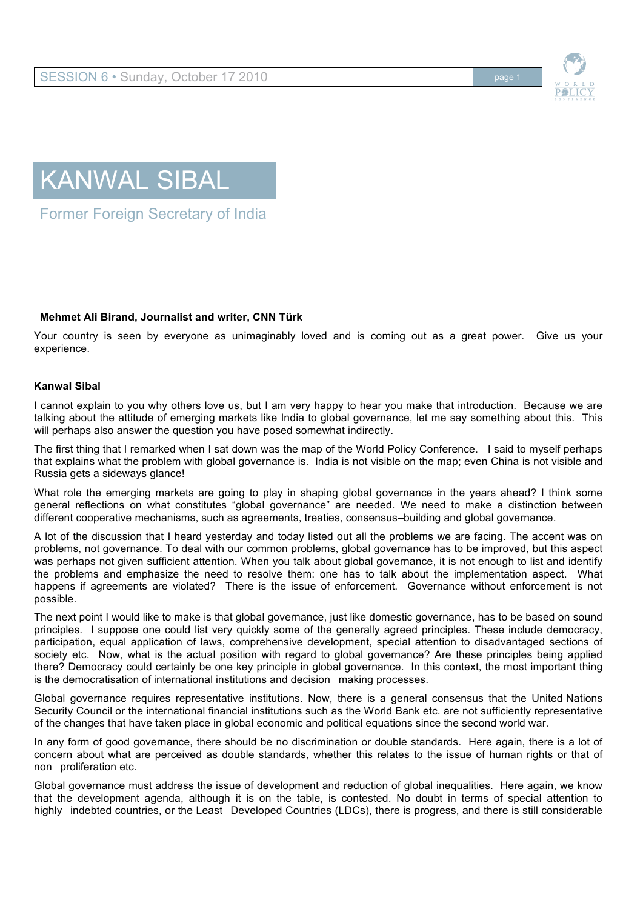# KANWAL SIBAL

## Former Foreign Secretary of India

**Mehmet Ali Birand, Journalist and writer, CNN Türk**

Your country is seen by everyone as unimaginably loved and is coming out as a great power. Give us your experience.

**Kanwal Sibal**

I cannot explain to you why others love us, but I am very happy to hear you make that introduction. Because we are talking about the attitude of emerging markets like India to global governance, let me say something about this. This will perhaps also answer the question you have posed somewhat indirectly.

The first thing that I remarked when I sat down was the map of the World Policy Conference. I said to myself perhaps that explains what the problem with global governance is. India is not visible on the map; even China is not visible and Russia gets a sideways glance!

What role the emerging markets are going to play in shaping global governance in the years ahead? I think some general reflections on what constitutes "global governance" are needed. We need to make a distinction between different cooperative mechanisms, such as agreements, treaties, consensus–building and global governance.

A lot of the discussion that I heard yesterday and today listed out all the problems we are facing. The accent was on problems, not governance. To deal with our common problems, global governance has to be improved, but this aspect was perhaps not given sufficient attention. When you talk about global governance, it is not enough to list and identify the problems and emphasize the need to resolve them: one has to talk about the implementation aspect. What happens if agreements are violated? There is the issue of enforcement. Governance without enforcement is not possible.

The next point I would like to make is that global governance, just like domestic governance, has to be based on sound principles. I suppose one could list very quickly some of the generally agreed principles. These include democracy, participation, equal application of laws, comprehensive development, special attention to disadvantaged sections of society etc. Now, what is the actual position with regard to global governance? Are these principles being applied there? Democracy could certainly be one key principle in global governance. In this context, the most important thing is the democratisation of international institutions and decision making processes.

Global governance requires representative institutions. Now, there is a general consensus that the United Nations Security Council or the international financial institutions such as the World Bank etc. are not sufficiently representative of the changes that have taken place in global economic and political equations since the second world war.

In any form of good governance, there should be no discrimination or double standards. Here again, there is a lot of concern about what are perceived as double standards, whether this relates to the issue of human rights or that of non proliferation etc.

Global governance must address the issue of development and reduction of global inequalities. Here again, we know that the development agenda, although it is on the table, is contested. No doubt in terms of special attention to highly indebted countries, or the Least Developed Countries (LDCs), there is progress, and there is still considerable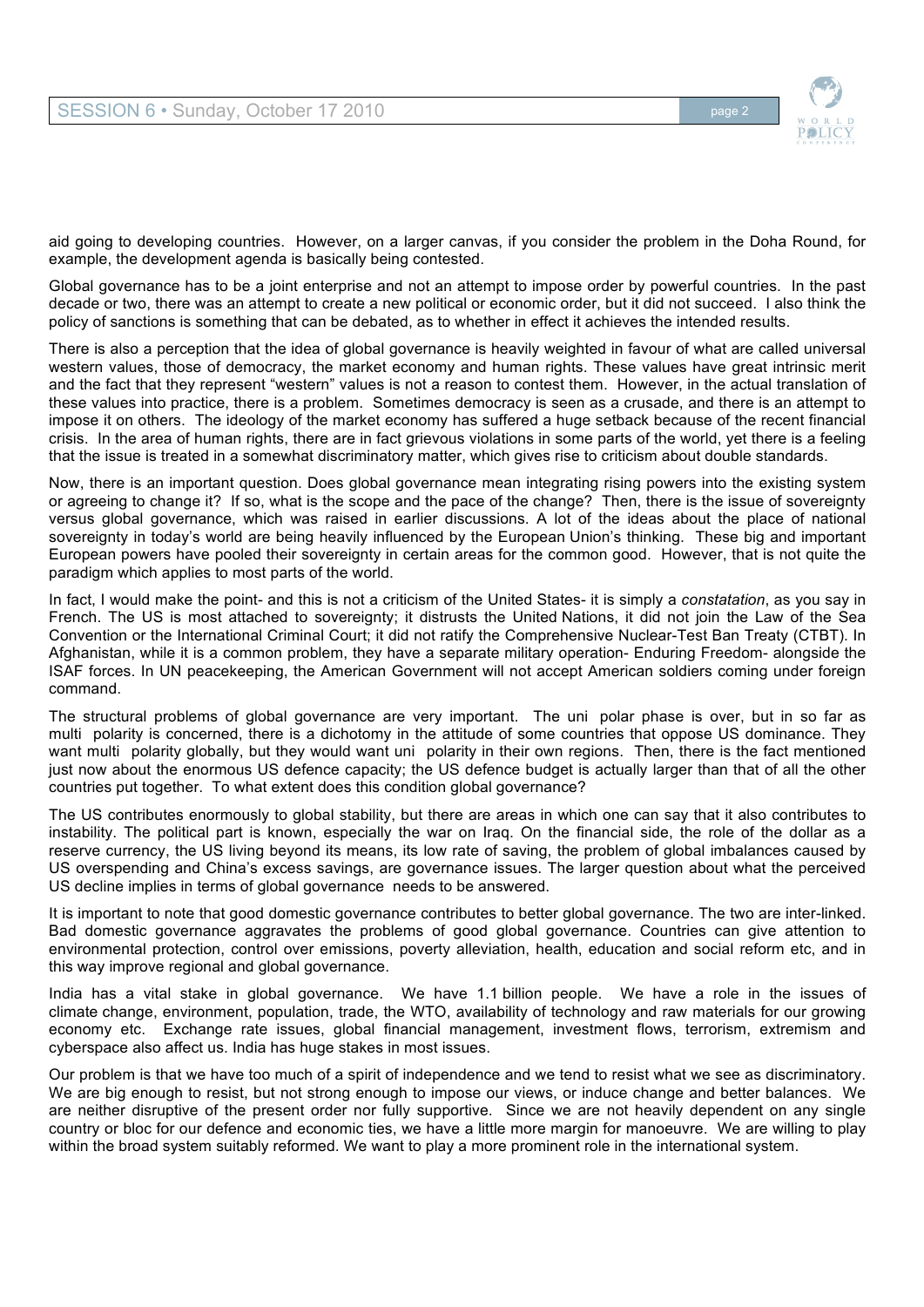aid going to developing countries. However, on a larger canvas, if you consider the problem in the Doha Round, for example, the development agenda is basically being contested.

Global governance has to be a joint enterprise and not an attempt to impose order by powerful countries. In the past decade or two, there was an attempt to create a new political or economic order, but it did not succeed. I also think the policy of sanctions is something that can be debated, as to whether in effect it achieves the intended results.

There is also a perception that the idea of global governance is heavily weighted in favour of what are called universal western values, those of democracy, the market economy and human rights. These values have great intrinsic merit and the fact that they represent "western" values is not a reason to contest them. However, in the actual translation of these values into practice, there is a problem. Sometimes democracy is seen as a crusade, and there is an attempt to impose it on others. The ideology of the market economy has suffered a huge setback because of the recent financial crisis. In the area of human rights, there are in fact grievous violations in some parts of the world, yet there is a feeling that the issue is treated in a somewhat discriminatory matter, which gives rise to criticism about double standards.

Now, there is an important question. Does global governance mean integrating rising powers into the existing system or agreeing to change it? If so, what is the scope and the pace of the change? Then, there is the issue of sovereignty versus global governance, which was raised in earlier discussions. A lot of the ideas about the place of national sovereignty in today's world are being heavily influenced by the European Union's thinking. These big and important European powers have pooled their sovereignty in certain areas for the common good. However, that is not quite the paradigm which applies to most parts of the world.

In fact, I would make the point- and this is not a criticism of the United States- it is simply a *constatation*, as you say in French. The US is most attached to sovereignty; it distrusts the United Nations, it did not join the Law of the Sea Convention or the International Criminal Court; it did not ratify the Comprehensive Nuclear-Test Ban Treaty (CTBT). In Afghanistan, while it is a common problem, they have a separate military operation- Enduring Freedom- alongside the ISAF forces. In UN peacekeeping, the American Government will not accept American soldiers coming under foreign command.

The structural problems of global governance are very important. The uni polar phase is over, but in so far as multi polarity is concerned, there is a dichotomy in the attitude of some countries that oppose US dominance. They want multi polarity globally, but they would want uni polarity in their own regions. Then, there is the fact mentioned just now about the enormous US defence capacity; the US defence budget is actually larger than that of all the other countries put together. To what extent does this condition global governance?

The US contributes enormously to global stability, but there are areas in which one can say that it also contributes to instability. The political part is known, especially the war on Iraq. On the financial side, the role of the dollar as a reserve currency, the US living beyond its means, its low rate of saving, the problem of global imbalances caused by US overspending and China's excess savings, are governance issues. The larger question about what the perceived US decline implies in terms of global governance needs to be answered.

It is important to note that good domestic governance contributes to better global governance. The two are inter-linked. Bad domestic governance aggravates the problems of good global governance. Countries can give attention to environmental protection, control over emissions, poverty alleviation, health, education and social reform etc, and in this way improve regional and global governance.

India has a vital stake in global governance. We have 1.1 billion people. We have a role in the issues of climate change, environment, population, trade, the WTO, availability of technology and raw materials for our growing economy etc. Exchange rate issues, global financial management, investment flows, terrorism, extremism and cyberspace also affect us. India has huge stakes in most issues.

Our problem is that we have too much of a spirit of independence and we tend to resist what we see as discriminatory. We are big enough to resist, but not strong enough to impose our views, or induce change and better balances. We are neither disruptive of the present order nor fully supportive. Since we are not heavily dependent on any single country or bloc for our defence and economic ties, we have a little more margin for manoeuvre. We are willing to play within the broad system suitably reformed. We want to play a more prominent role in the international system.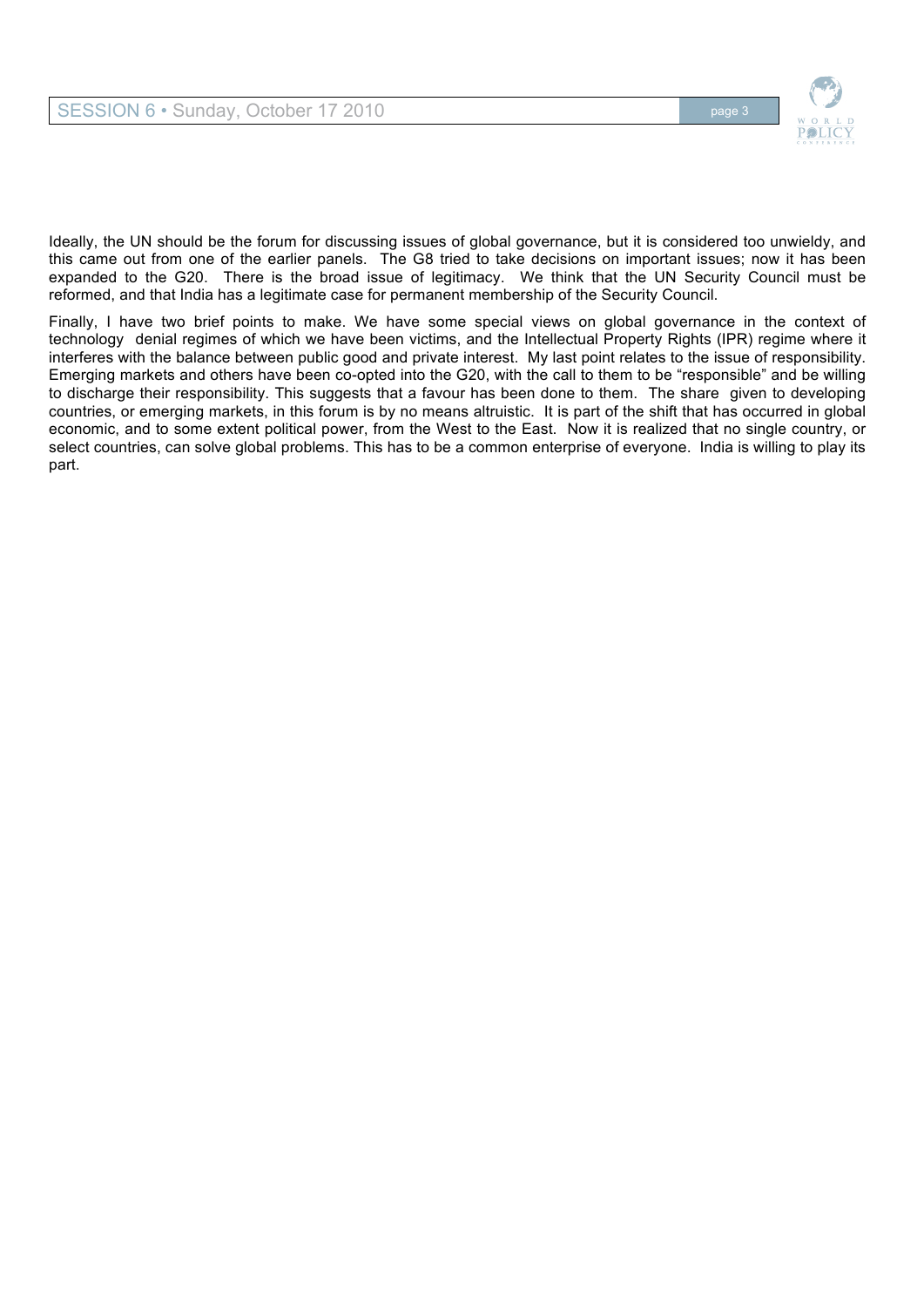Ideally, the UN should be the forum for discussing issues of global governance, but it is considered too unwieldy, and this came out from one of the earlier panels. The G8 tried to take decisions on important issues; now it has been expanded to the G20. There is the broad issue of legitimacy. We think that the UN Security Council must be reformed, and that India has a legitimate case for permanent membership of the Security Council.

Finally, I have two brief points to make. We have some special views on global governance in the context of technology denial regimes of which we have been victims, and the Intellectual Property Rights (IPR) regime where it interferes with the balance between public good and private interest. My last point relates to the issue of responsibility. Emerging markets and others have been co-opted into the G20, with the call to them to be "responsible" and be willing to discharge their responsibility. This suggests that a favour has been done to them. The share given to developing countries, or emerging markets, in this forum is by no means altruistic. It is part of the shift that has occurred in global economic, and to some extent political power, from the West to the East. Now it is realized that no single country, or select countries, can solve global problems. This has to be a common enterprise of everyone. India is willing to play its part.